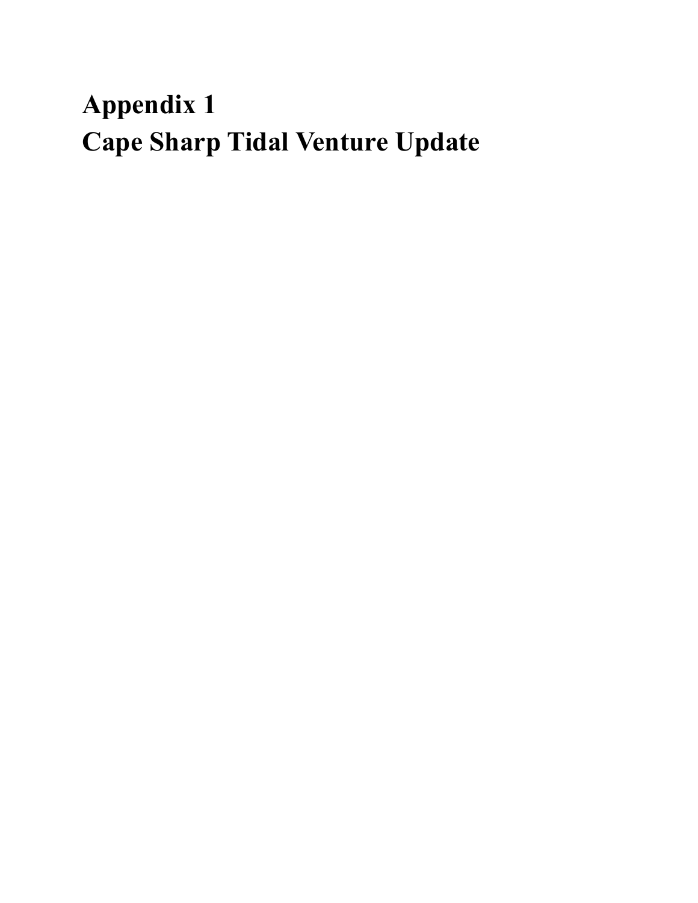# Appendix 1
# Cape Sharp Tidal Venture Update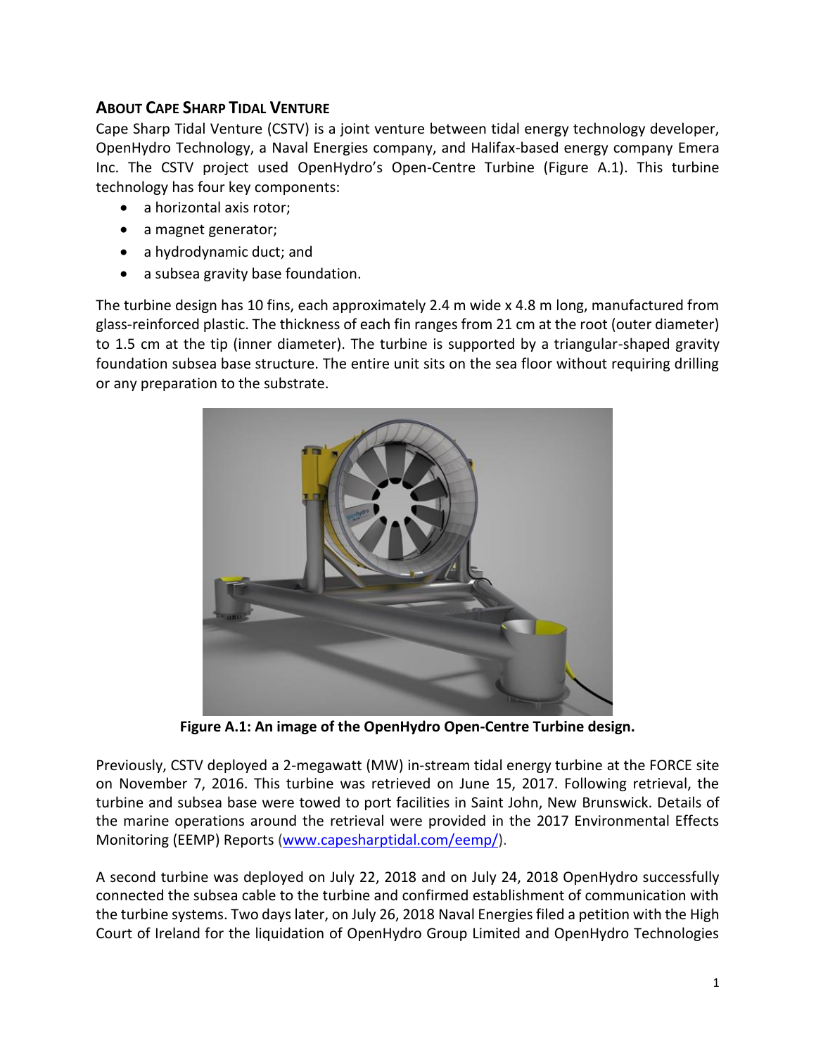## About Cape Sharp Tidal Venture

Cape Sharp Tidal Venture (CSTV) is a joint venture between tidal energy technology developer, OpenHydro Technology, a Naval Energies company, and Halifax-based energy company Emera Inc. The CSTV project used OpenHydro's Open-Centre Turbine (Figure A.1). This turbine technology has four key components:

- a horizontal axis rotor;
- a magnet generator;
- a hydrodynamic duct; and
- a subsea gravity base foundation.

The turbine design has 10 fins, each approximately 2.4 m wide x 4.8 m long, manufactured from glass-reinforced plastic. The thickness of each fin ranges from 21 cm at the root (outer diameter) to 1.5 cm at the tip (inner diameter). The turbine is supported by a triangular-shaped gravity foundation subsea base structure. The entire unit sits on the sea floor without requiring drilling or any preparation to the substrate.

**Figure A.1: An image of the OpenHydro Open-Centre Turbine design.**

Previously, CSTV deployed a 2-megawatt (MW) in-stream tidal energy turbine at the FORCE site on November 7, 2016. This turbine was retrieved on June 15, 2017. Following retrieval, the turbine and subsea base were towed to port facilities in Saint John, New Brunswick. Details of the marine operations around the retrieval were provided in the 2017 Environmental Effects Monitoring (EEMP) Reports (www.capesharptidal.com/eemp/).

A second turbine was deployed on July 22, 2018 and on July 24, 2018 OpenHydro successfully connected the subsea cable to the turbine and confirmed establishment of communication with the turbine systems. Two days later, on July 26, 2018 Naval Energies filed a petition with the High Court of Ireland for the liquidation of OpenHydro Group Limited and OpenHydro Technologies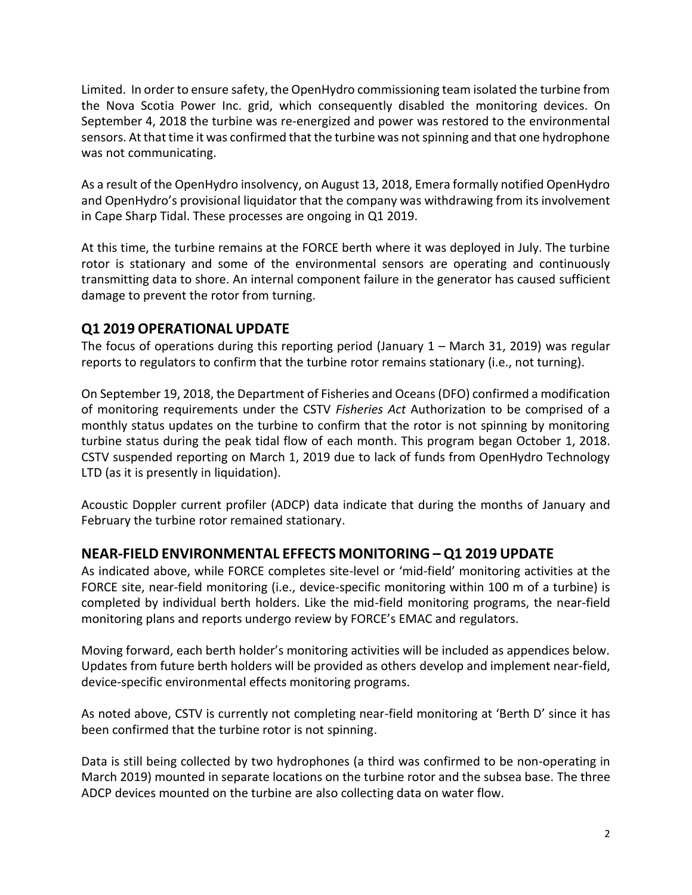Limited. In order to ensure safety, the OpenHydro commissioning team isolated the turbine from the Nova Scotia Power Inc. grid, which consequently disabled the monitoring devices. On September 4, 2018 the turbine was re-energized and power was restored to the environmental sensors. At that time it was confirmed that the turbine was not spinning and that one hydrophone was not communicating.

As a result of the OpenHydro insolvency, on August 13, 2018, Emera formally notified OpenHydro and OpenHydro's provisional liquidator that the company was withdrawing from its involvement in Cape Sharp Tidal. These processes are ongoing in Q1 2019.

At this time, the turbine remains at the FORCE berth where it was deployed in July. The turbine rotor is stationary and some of the environmental sensors are operating and continuously transmitting data to shore. An internal component failure in the generator has caused sufficient damage to prevent the rotor from turning.

## Q1 2019 OPERATIONAL UPDATE

The focus of operations during this reporting period (January 1 – March 31, 2019) was regular reports to regulators to confirm that the turbine rotor remains stationary (i.e., not turning).

On September 19, 2018, the Department of Fisheries and Oceans (DFO) confirmed a modification of monitoring requirements under the CSTV *Fisheries Act* Authorization to be comprised of a monthly status updates on the turbine to confirm that the rotor is not spinning by monitoring turbine status during the peak tidal flow of each month. This program began October 1, 2018. CSTV suspended reporting on March 1, 2019 due to lack of funds from OpenHydro Technology LTD (as it is presently in liquidation).

Acoustic Doppler current profiler (ADCP) data indicate that during the months of January and February the turbine rotor remained stationary.

## NEAR-FIELD ENVIRONMENTAL EFFECTS MONITORING – Q1 2019 UPDATE

As indicated above, while FORCE completes site-level or 'mid-field' monitoring activities at the FORCE site, near-field monitoring (i.e., device-specific monitoring within 100 m of a turbine) is completed by individual berth holders. Like the mid-field monitoring programs, the near-field monitoring plans and reports undergo review by FORCE's EMAC and regulators.

Moving forward, each berth holder's monitoring activities will be included as appendices below. Updates from future berth holders will be provided as others develop and implement near-field, device-specific environmental effects monitoring programs.

As noted above, CSTV is currently not completing near-field monitoring at 'Berth D' since it has been confirmed that the turbine rotor is not spinning.

Data is still being collected by two hydrophones (a third was confirmed to be non-operating in March 2019) mounted in separate locations on the turbine rotor and the subsea base. The three ADCP devices mounted on the turbine are also collecting data on water flow.